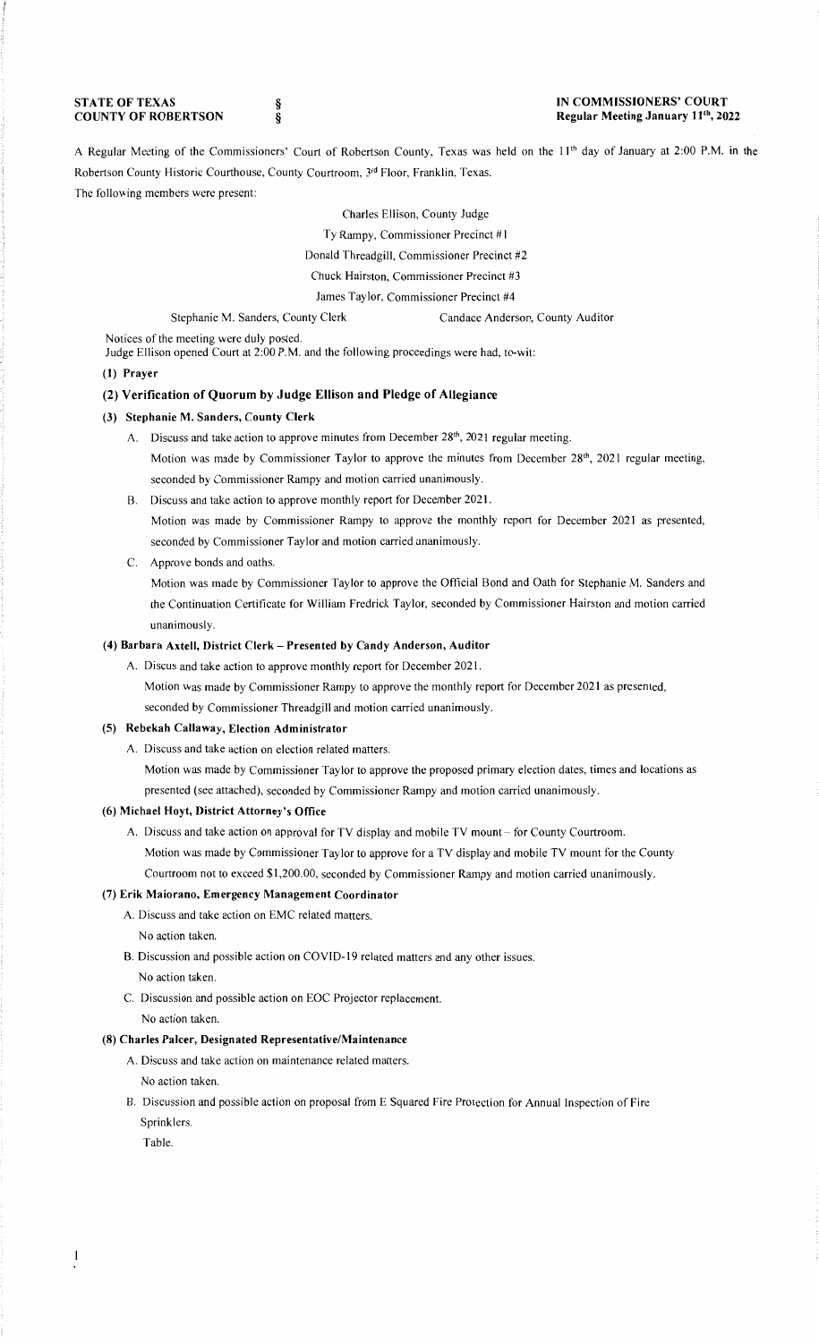**STATE OF TEXAS** §
**COUNTY OF ROBERTSON** §

**IN COMMISSIONERS' COURT**
**Regular Meeting January 11th, 2022**

A Regular Meeting of the Commissioners' Court of Robertson County, Texas was held on the 11th day of January at 2:00 P.M. in the Robertson County Historic Courthouse, County Courtroom, 3rd Floor, Franklin, Texas.

The following members were present:

Charles Ellison, County Judge
Ty Rampy, Commissioner Precinct #1
Donald Threadgill, Commissioner Precinct #2
Chuck Hairston, Commissioner Precinct #3
James Taylor, Commissioner Precinct #4
Stephanie M. Sanders, County Clerk    Candace Anderson, County Auditor

Notices of the meeting were duly posted.
Judge Ellison opened Court at 2:00 P.M. and the following proceedings were had, to-wit:

**(1) Prayer**

**(2) Verification of Quorum by Judge Ellison and Pledge of Allegiance**

**(3) Stephanie M. Sanders, County Clerk**

A. Discuss and take action to approve minutes from December 28th, 2021 regular meeting.
Motion was made by Commissioner Taylor to approve the minutes from December 28th, 2021 regular meeting, seconded by Commissioner Rampy and motion carried unanimously.

B. Discuss and take action to approve monthly report for December 2021.
Motion was made by Commissioner Rampy to approve the monthly report for December 2021 as presented, seconded by Commissioner Taylor and motion carried unanimously.

C. Approve bonds and oaths.
Motion was made by Commissioner Taylor to approve the Official Bond and Oath for Stephanie M. Sanders and the Continuation Certificate for William Fredrick Taylor, seconded by Commissioner Hairston and motion carried unanimously.

**(4) Barbara Axtell, District Clerk – Presented by Candy Anderson, Auditor**

A. Discus and take action to approve monthly report for December 2021.
Motion was made by Commissioner Rampy to approve the monthly report for December 2021 as presented, seconded by Commissioner Threadgill and motion carried unanimously.

**(5) Rebekah Callaway, Election Administrator**

A. Discuss and take action on election related matters.
Motion was made by Commissioner Taylor to approve the proposed primary election dates, times and locations as presented (see attached), seconded by Commissioner Rampy and motion carried unanimously.

**(6) Michael Hoyt, District Attorney's Office**

A. Discuss and take action on approval for TV display and mobile TV mount – for County Courtroom.
Motion was made by Commissioner Taylor to approve for a TV display and mobile TV mount for the County Courtroom not to exceed $1,200.00, seconded by Commissioner Rampy and motion carried unanimously.

**(7) Erik Maiorano, Emergency Management Coordinator**

A. Discuss and take action on EMC related matters.
No action taken.

B. Discussion and possible action on COVID-19 related matters and any other issues.
No action taken.

C. Discussion and possible action on EOC Projector replacement.
No action taken.

**(8) Charles Palcer, Designated Representative/Maintenance**

A. Discuss and take action on maintenance related matters.
No action taken.

B. Discussion and possible action on proposal from E Squared Fire Protection for Annual Inspection of Fire Sprinklers.
Table.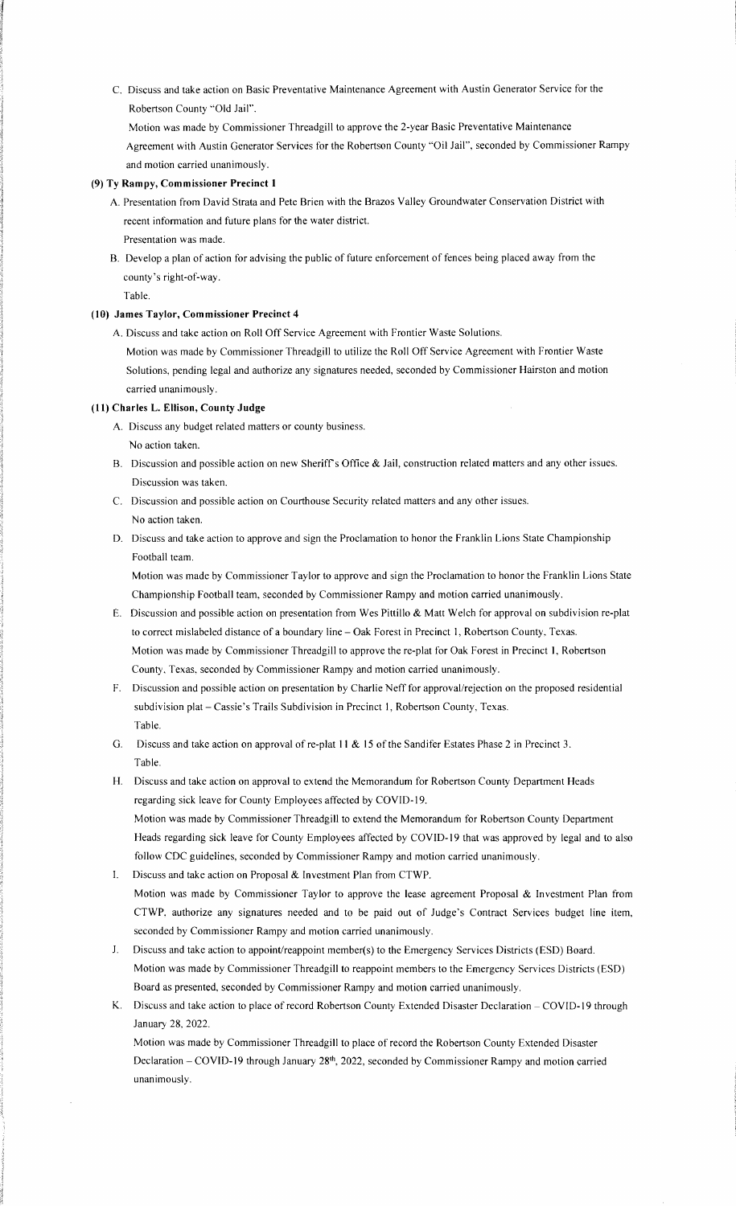C. Discuss and take action on Basic Preventative Maintenance Agreement with Austin Generator Service for the Robertson County "Old Jail".

Motion was made by Commissioner Threadgill to approve the 2-year Basic Preventative Maintenance Agreement with Austin Generator Services for the Robertson County "Oil Jail", seconded by Commissioner Rampy and motion carried unanimously.

### (9) Ty Rampy, Commissioner Precinct 1

A. Presentation from David Strata and Pete Brien with the Brazos Valley Groundwater Conservation District with recent information and future plans for the water district.

Presentation was made.

B. Develop a plan of action for advising the public of future enforcement of fences being placed away from the county's right-of-way.

Table.

### (10) James Taylor, Commissioner Precinct 4

A. Discuss and take action on Roll Off Service Agreement with Frontier Waste Solutions.

Motion was made by Commissioner Threadgill to utilize the Roll Off Service Agreement with Frontier Waste Solutions, pending legal and authorize any signatures needed, seconded by Commissioner Hairston and motion carried unanimously.

### (11) Charles L. Ellison, County Judge

A. Discuss any budget related matters or county business.

No action taken.

B. Discussion and possible action on new Sheriff's Office & Jail, construction related matters and any other issues.

Discussion was taken.

C. Discussion and possible action on Courthouse Security related matters and any other issues.

No action taken.

D. Discuss and take action to approve and sign the Proclamation to honor the Franklin Lions State Championship Football team.

Motion was made by Commissioner Taylor to approve and sign the Proclamation to honor the Franklin Lions State Championship Football team, seconded by Commissioner Rampy and motion carried unanimously.

E. Discussion and possible action on presentation from Wes Pittillo & Matt Welch for approval on subdivision re-plat to correct mislabeled distance of a boundary line – Oak Forest in Precinct 1, Robertson County, Texas.

Motion was made by Commissioner Threadgill to approve the re-plat for Oak Forest in Precinct 1, Robertson County, Texas, seconded by Commissioner Rampy and motion carried unanimously.

F. Discussion and possible action on presentation by Charlie Neff for approval/rejection on the proposed residential subdivision plat – Cassie's Trails Subdivision in Precinct 1, Robertson County, Texas.

Table.

G. Discuss and take action on approval of re-plat 11 & 15 of the Sandifer Estates Phase 2 in Precinct 3.

Table.

H. Discuss and take action on approval to extend the Memorandum for Robertson County Department Heads regarding sick leave for County Employees affected by COVID-19.

Motion was made by Commissioner Threadgill to extend the Memorandum for Robertson County Department Heads regarding sick leave for County Employees affected by COVID-19 that was approved by legal and to also follow CDC guidelines, seconded by Commissioner Rampy and motion carried unanimously.

I. Discuss and take action on Proposal & Investment Plan from CTWP.

Motion was made by Commissioner Taylor to approve the lease agreement Proposal & Investment Plan from CTWP, authorize any signatures needed and to be paid out of Judge's Contract Services budget line item, seconded by Commissioner Rampy and motion carried unanimously.

J. Discuss and take action to appoint/reappoint member(s) to the Emergency Services Districts (ESD) Board.

Motion was made by Commissioner Threadgill to reappoint members to the Emergency Services Districts (ESD) Board as presented, seconded by Commissioner Rampy and motion carried unanimously.

K. Discuss and take action to place of record Robertson County Extended Disaster Declaration – COVID-19 through January 28, 2022.

Motion was made by Commissioner Threadgill to place of record the Robertson County Extended Disaster Declaration – COVID-19 through January 28th, 2022, seconded by Commissioner Rampy and motion carried unanimously.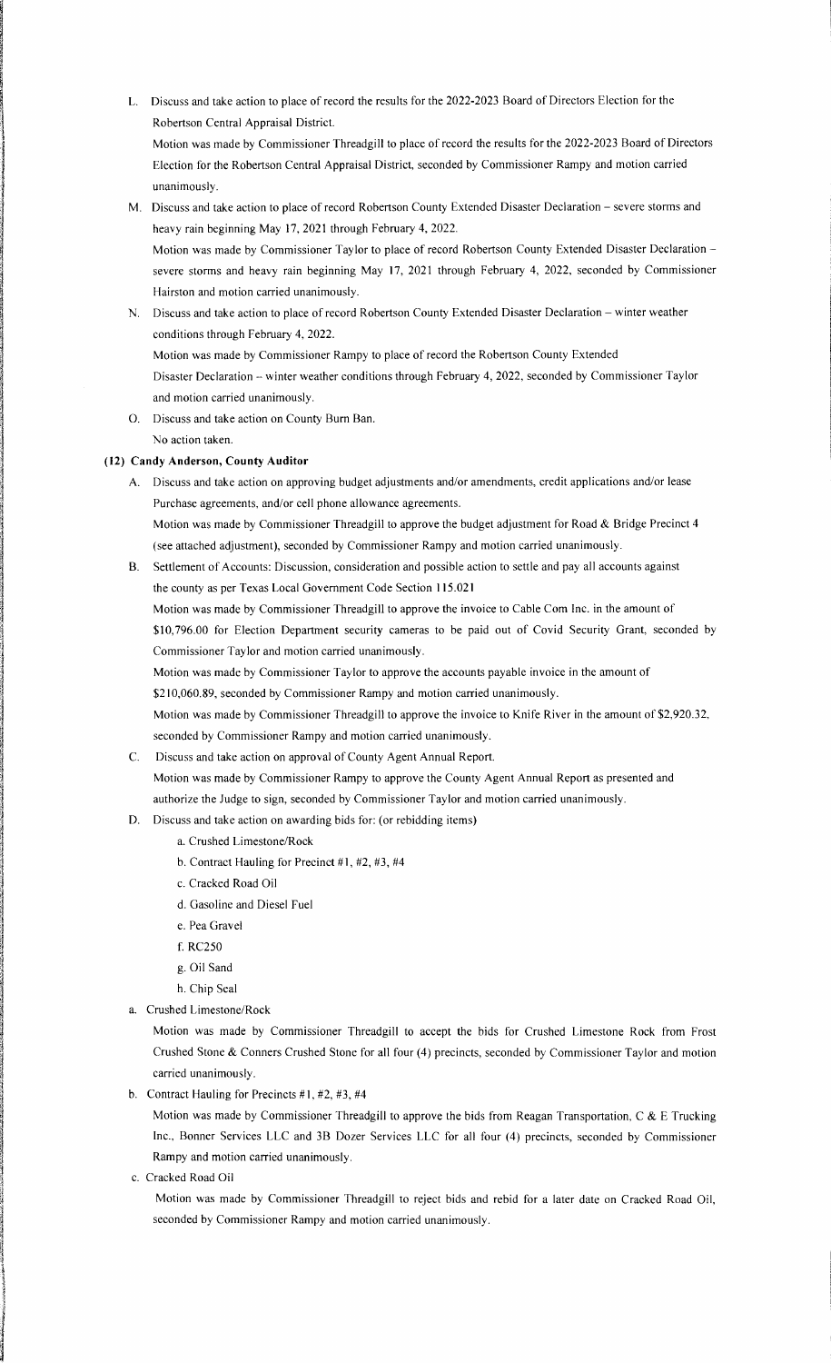L. Discuss and take action to place of record the results for the 2022-2023 Board of Directors Election for the Robertson Central Appraisal District.

   Motion was made by Commissioner Threadgill to place of record the results for the 2022-2023 Board of Directors Election for the Robertson Central Appraisal District, seconded by Commissioner Rampy and motion carried unanimously.

M. Discuss and take action to place of record Robertson County Extended Disaster Declaration – severe storms and heavy rain beginning May 17, 2021 through February 4, 2022.

   Motion was made by Commissioner Taylor to place of record Robertson County Extended Disaster Declaration – severe storms and heavy rain beginning May 17, 2021 through February 4, 2022, seconded by Commissioner Hairston and motion carried unanimously.

N. Discuss and take action to place of record Robertson County Extended Disaster Declaration – winter weather conditions through February 4, 2022.

   Motion was made by Commissioner Rampy to place of record the Robertson County Extended Disaster Declaration – winter weather conditions through February 4, 2022, seconded by Commissioner Taylor and motion carried unanimously.

O. Discuss and take action on County Burn Ban.

   No action taken.

## (12) Candy Anderson, County Auditor

A. Discuss and take action on approving budget adjustments and/or amendments, credit applications and/or lease Purchase agreements, and/or cell phone allowance agreements.

   Motion was made by Commissioner Threadgill to approve the budget adjustment for Road & Bridge Precinct 4 (see attached adjustment), seconded by Commissioner Rampy and motion carried unanimously.

B. Settlement of Accounts: Discussion, consideration and possible action to settle and pay all accounts against the county as per Texas Local Government Code Section 115.021

   Motion was made by Commissioner Threadgill to approve the invoice to Cable Com Inc. in the amount of $10,796.00 for Election Department security cameras to be paid out of Covid Security Grant, seconded by Commissioner Taylor and motion carried unanimously.

   Motion was made by Commissioner Taylor to approve the accounts payable invoice in the amount of $210,060.89, seconded by Commissioner Rampy and motion carried unanimously.

   Motion was made by Commissioner Threadgill to approve the invoice to Knife River in the amount of $2,920.32, seconded by Commissioner Rampy and motion carried unanimously.

C. Discuss and take action on approval of County Agent Annual Report.

   Motion was made by Commissioner Rampy to approve the County Agent Annual Report as presented and authorize the Judge to sign, seconded by Commissioner Taylor and motion carried unanimously.

D. Discuss and take action on awarding bids for: (or rebidding items)

   a. Crushed Limestone/Rock
   b. Contract Hauling for Precinct #1, #2, #3, #4
   c. Cracked Road Oil
   d. Gasoline and Diesel Fuel
   e. Pea Gravel
   f. RC250
   g. Oil Sand
   h. Chip Seal

a. Crushed Limestone/Rock

   Motion was made by Commissioner Threadgill to accept the bids for Crushed Limestone Rock from Frost Crushed Stone & Conners Crushed Stone for all four (4) precincts, seconded by Commissioner Taylor and motion carried unanimously.

b. Contract Hauling for Precincts #1, #2, #3, #4

   Motion was made by Commissioner Threadgill to approve the bids from Reagan Transportation, C & E Trucking Inc., Bonner Services LLC and 3B Dozer Services LLC for all four (4) precincts, seconded by Commissioner Rampy and motion carried unanimously.

c. Cracked Road Oil

   Motion was made by Commissioner Threadgill to reject bids and rebid for a later date on Cracked Road Oil, seconded by Commissioner Rampy and motion carried unanimously.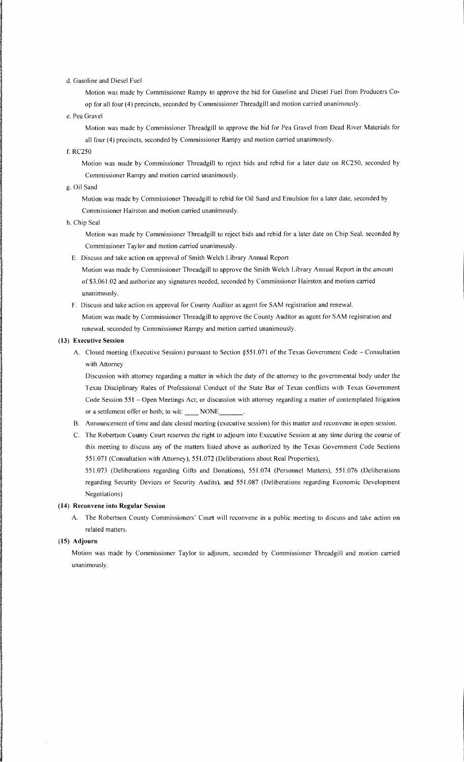d. Gasoline and Diesel Fuel

Motion was made by Commissioner Rampy to approve the bid for Gasoline and Diesel Fuel from Producers Co-op for all four (4) precincts, seconded by Commissioner Threadgill and motion carried unanimously.

e. Pea Gravel

Motion was made by Commissioner Threadgill to approve the bid for Pea Gravel from Dead River Materials for all four (4) precincts, seconded by Commissioner Rampy and motion carried unanimously.

f. RC250

Motion was made by Commissioner Threadgill to reject bids and rebid for a later date on RC250, seconded by Commissioner Rampy and motion carried unanimously.

g. Oil Sand

Motion was made by Commissioner Threadgill to rebid for Oil Sand and Emulsion for a later date, seconded by Commissioner Hairston and motion carried unanimously.

h. Chip Seal

Motion was made by Commissioner Threadgill to reject bids and rebid for a later date on Chip Seal, seconded by Commissioner Taylor and motion carried unanimously.

E. Discuss and take action on approval of Smith Welch Library Annual Report

Motion was made by Commissioner Threadgill to approve the Smith Welch Library Annual Report in the amount of $3,061.02 and authorize any signatures needed, seconded by Commissioner Hairston and motion carried unanimously.

F. Discuss and take action on approval for County Auditor as agent for SAM registration and renewal.

Motion was made by Commissioner Threadgill to approve the County Auditor as agent for SAM registration and renewal, seconded by Commissioner Rampy and motion carried unanimously.

**(13) Executive Session**

A. Closed meeting (Executive Session) pursuant to Section §551.071 of the Texas Government Code – Consultation with Attorney

Discussion with attorney regarding a matter in which the duty of the attorney to the governmental body under the Texas Disciplinary Rules of Professional Conduct of the State Bar of Texas conflicts with Texas Government Code Session 551 – Open Meetings Act; or discussion with attorney regarding a matter of contemplated litigation or a settlement offer or both; to wit: ____ NONE_______.

B. Announcement of time and date closed meeting (executive session) for this matter and reconvene in open session.

C. The Robertson County Court reserves the right to adjourn into Executive Session at any time during the course of this meeting to discuss any of the matters listed above as authorized by the Texas Government Code Sections 551.071 (Consultation with Attorney), 551.072 (Deliberations about Real Properties), 551.073 (Deliberations regarding Gifts and Donations), 551.074 (Personnel Matters), 551.076 (Deliberations regarding Security Devices or Security Audits), and 551.087 (Deliberations regarding Economic Development Negotiations)

**(14) Reconvene into Regular Session**

A. The Robertson County Commissioners' Court will reconvene in a public meeting to discuss and take action on related matters.

**(15) Adjourn**

Motion was made by Commissioner Taylor to adjourn, seconded by Commissioner Threadgill and motion carried unanimously.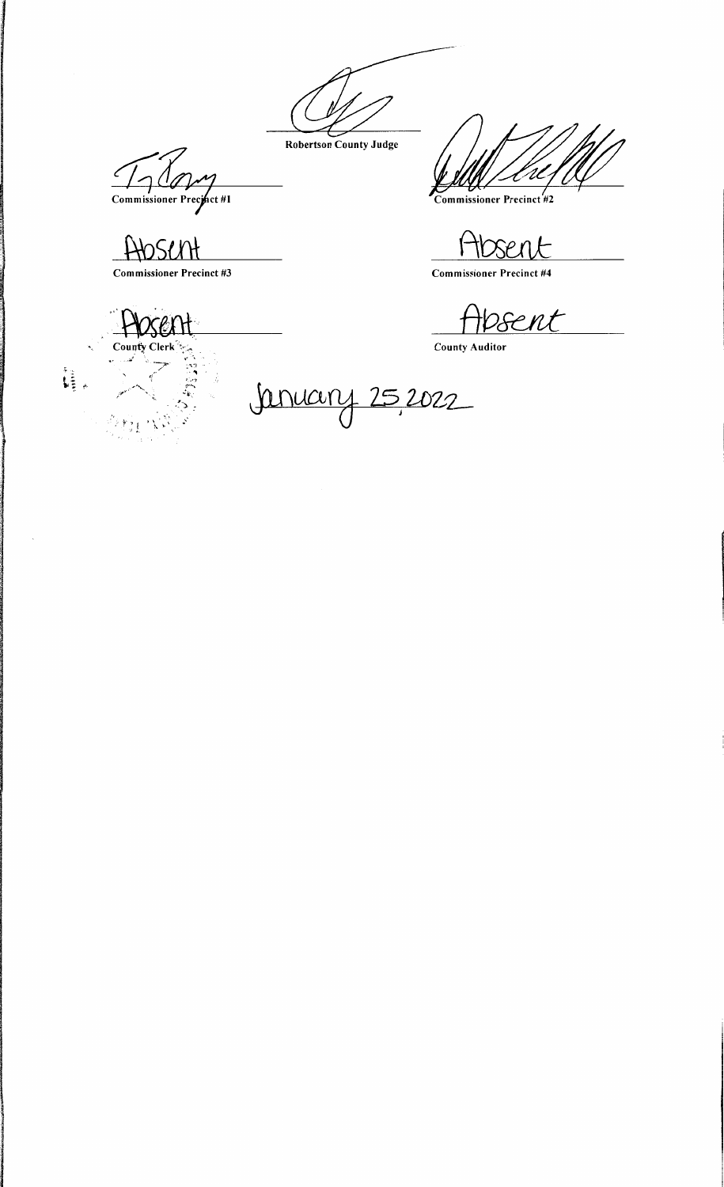Robertson County Judge

Commissioner Precinct #1

Commissioner Precinct #2

Absent

Commissioner Precinct #3

Absent

Commissioner Precinct #4

Absent

County Clerk

Absent

County Auditor

January 25, 2022